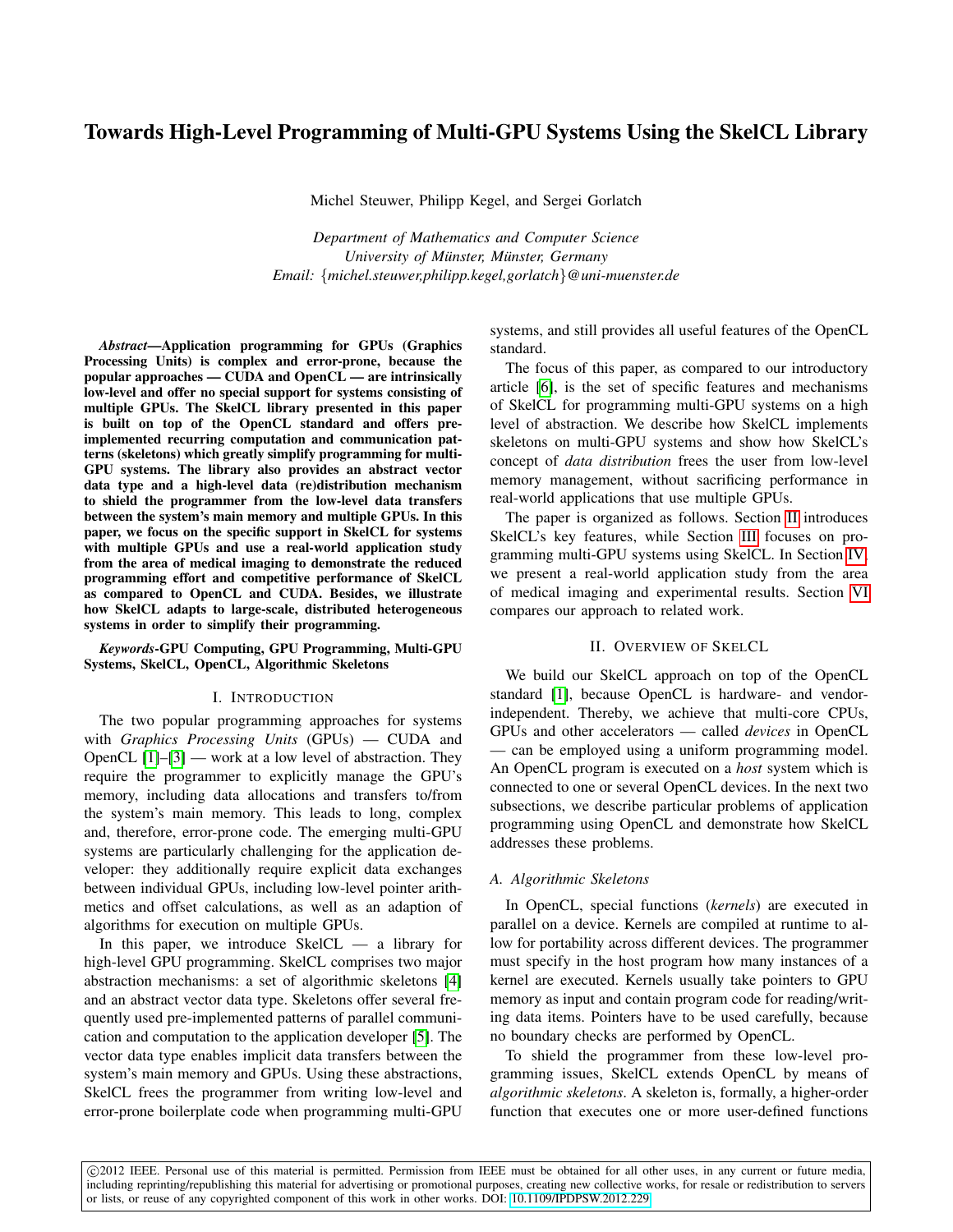# Towards High-Level Programming of Multi-GPU Systems Using the SkelCL Library

Michel Steuwer, Philipp Kegel, and Sergei Gorlatch

*Department of Mathematics and Computer Science*
*University of Münster, Münster, Germany*
*Email: {michel.steuwer,philipp.kegel,gorlatch}@uni-muenster.de*

***Abstract*—Application programming for GPUs (Graphics Processing Units) is complex and error-prone, because the popular approaches — CUDA and OpenCL — are intrinsically low-level and offer no special support for systems consisting of multiple GPUs. The SkelCL library presented in this paper is built on top of the OpenCL standard and offers pre-implemented recurring computation and communication patterns (skeletons) which greatly simplify programming for multi-GPU systems. The library also provides an abstract vector data type and a high-level data (re)distribution mechanism to shield the programmer from the low-level data transfers between the system's main memory and multiple GPUs. In this paper, we focus on the specific support in SkelCL for systems with multiple GPUs and use a real-world application study from the area of medical imaging to demonstrate the reduced programming effort and competitive performance of SkelCL as compared to OpenCL and CUDA. Besides, we illustrate how SkelCL adapts to large-scale, distributed heterogeneous systems in order to simplify their programming.**

***Keywords*-GPU Computing, GPU Programming, Multi-GPU Systems, SkelCL, OpenCL, Algorithmic Skeletons**

## I. Introduction

The two popular programming approaches for systems with *Graphics Processing Units* (GPUs) — CUDA and OpenCL [1]–[3] — work at a low level of abstraction. They require the programmer to explicitly manage the GPU's memory, including data allocations and transfers to/from the system's main memory. This leads to long, complex and, therefore, error-prone code. The emerging multi-GPU systems are particularly challenging for the application developer: they additionally require explicit data exchanges between individual GPUs, including low-level pointer arithmetics and offset calculations, as well as an adaption of algorithms for execution on multiple GPUs.

In this paper, we introduce SkelCL — a library for high-level GPU programming. SkelCL comprises two major abstraction mechanisms: a set of algorithmic skeletons [4] and an abstract vector data type. Skeletons offer several frequently used pre-implemented patterns of parallel communication and computation to the application developer [5]. The vector data type enables implicit data transfers between the system's main memory and GPUs. Using these abstractions, SkelCL frees the programmer from writing low-level and error-prone boilerplate code when programming multi-GPU systems, and still provides all useful features of the OpenCL standard.

The focus of this paper, as compared to our introductory article [6], is the set of specific features and mechanisms of SkelCL for programming multi-GPU systems on a high level of abstraction. We describe how SkelCL implements skeletons on multi-GPU systems and show how SkelCL's concept of *data distribution* frees the user from low-level memory management, without sacrificing performance in real-world applications that use multiple GPUs.

The paper is organized as follows. Section II introduces SkelCL's key features, while Section III focuses on programming multi-GPU systems using SkelCL. In Section IV, we present a real-world application study from the area of medical imaging and experimental results. Section VI compares our approach to related work.

## II. Overview of SkelCL

We build our SkelCL approach on top of the OpenCL standard [1], because OpenCL is hardware- and vendor-independent. Thereby, we achieve that multi-core CPUs, GPUs and other accelerators — called *devices* in OpenCL — can be employed using a uniform programming model. An OpenCL program is executed on a *host* system which is connected to one or several OpenCL devices. In the next two subsections, we describe particular problems of application programming using OpenCL and demonstrate how SkelCL addresses these problems.

### A. Algorithmic Skeletons

In OpenCL, special functions (*kernels*) are executed in parallel on a device. Kernels are compiled at runtime to allow for portability across different devices. The programmer must specify in the host program how many instances of a kernel are executed. Kernels usually take pointers to GPU memory as input and contain program code for reading/writing data items. Pointers have to be used carefully, because no boundary checks are performed by OpenCL.

To shield the programmer from these low-level programming issues, SkelCL extends OpenCL by means of *algorithmic skeletons*. A skeleton is, formally, a higher-order function that executes one or more user-defined functions

©2012 IEEE. Personal use of this material is permitted. Permission from IEEE must be obtained for all other uses, in any current or future media, including reprinting/republishing this material for advertising or promotional purposes, creating new collective works, for resale or redistribution to servers or lists, or reuse of any copyrighted component of this work in other works. DOI: 10.1109/IPDPSW.2012.229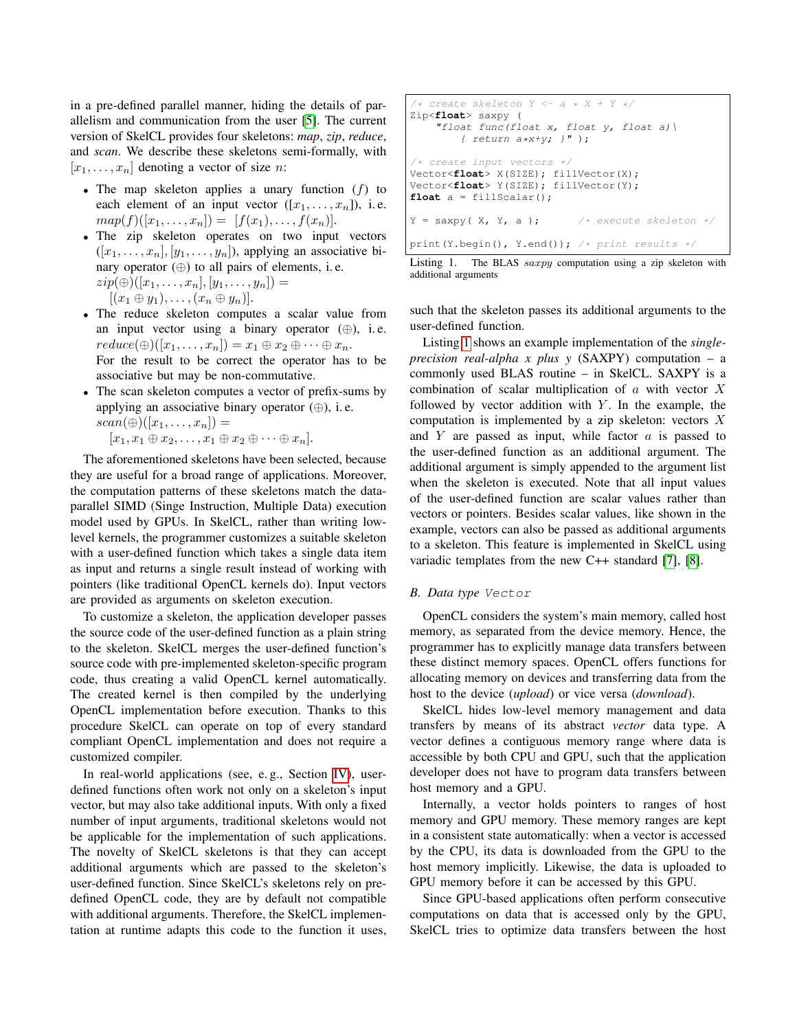in a pre-defined parallel manner, hiding the details of parallelism and communication from the user [5]. The current version of SkelCL provides four skeletons: *map*, *zip*, *reduce*, and *scan*. We describe these skeletons semi-formally, with $[x_1, \ldots, x_n]$ denoting a vector of size $n$:

- The map skeleton applies a unary function ($f$) to each element of an input vector ($[x_1, \ldots, x_n]$), i. e. $map(f)([x_1, \ldots, x_n]) = [f(x_1), \ldots, f(x_n)]$.
- The zip skeleton operates on two input vectors ($[x_1, \ldots, x_n], [y_1, \ldots, y_n]$), applying an associative binary operator ($\oplus$) to all pairs of elements, i. e. $zip(\oplus)([x_1, \ldots, x_n], [y_1, \ldots, y_n]) = [(x_1 \oplus y_1), \ldots, (x_n \oplus y_n)]$.
- The reduce skeleton computes a scalar value from an input vector using a binary operator ($\oplus$), i. e. $reduce(\oplus)([x_1, \ldots, x_n]) = x_1 \oplus x_2 \oplus \cdots \oplus x_n$. For the result to be correct the operator has to be associative but may be non-commutative.
- The scan skeleton computes a vector of prefix-sums by applying an associative binary operator ($\oplus$), i. e. $scan(\oplus)([x_1, \ldots, x_n]) = [x_1, x_1 \oplus x_2, \ldots, x_1 \oplus x_2 \oplus \cdots \oplus x_n]$.

The aforementioned skeletons have been selected, because they are useful for a broad range of applications. Moreover, the computation patterns of these skeletons match the data-parallel SIMD (Singe Instruction, Multiple Data) execution model used by GPUs. In SkelCL, rather than writing low-level kernels, the programmer customizes a suitable skeleton with a user-defined function which takes a single data item as input and returns a single result instead of working with pointers (like traditional OpenCL kernels do). Input vectors are provided as arguments on skeleton execution.

To customize a skeleton, the application developer passes the source code of the user-defined function as a plain string to the skeleton. SkelCL merges the user-defined function's source code with pre-implemented skeleton-specific program code, thus creating a valid OpenCL kernel automatically. The created kernel is then compiled by the underlying OpenCL implementation before execution. Thanks to this procedure SkelCL can operate on top of every standard compliant OpenCL implementation and does not require a customized compiler.

In real-world applications (see, e. g., Section IV), user-defined functions often work not only on a skeleton's input vector, but may also take additional inputs. With only a fixed number of input arguments, traditional skeletons would not be applicable for the implementation of such applications. The novelty of SkelCL skeletons is that they can accept additional arguments which are passed to the skeleton's user-defined function. Since SkelCL's skeletons rely on pre-defined OpenCL code, they are by default not compatible with additional arguments. Therefore, the SkelCL implementation at runtime adapts this code to the function it uses, such that the skeleton passes its additional arguments to the user-defined function.

```
/* create skeleton Y <- a * X + Y */
Zip<float> saxpy (
    "float func(float x, float y, float a)\
       { return a*x+y; }" );

/* create input vectors */
Vector<float> X(SIZE); fillVector(X);
Vector<float> Y(SIZE); fillVector(Y);
float a = fillScalar();

Y = saxpy( X, Y, a );       /* execute skeleton */

print(Y.begin(), Y.end()); /* print results */
```

Listing 1. The BLAS *saxpy* computation using a zip skeleton with additional arguments

Listing 1 shows an example implementation of the *single-precision real-alpha x plus y* (SAXPY) computation – a commonly used BLAS routine – in SkelCL. SAXPY is a combination of scalar multiplication of $a$ with vector $X$ followed by vector addition with $Y$. In the example, the computation is implemented by a zip skeleton: vectors $X$ and $Y$ are passed as input, while factor $a$ is passed to the user-defined function as an additional argument. The additional argument is simply appended to the argument list when the skeleton is executed. Note that all input values of the user-defined function are scalar values rather than vectors or pointers. Besides scalar values, like shown in the example, vectors can also be passed as additional arguments to a skeleton. This feature is implemented in SkelCL using variadic templates from the new C++ standard [7], [8].

### B. Data type `Vector`

OpenCL considers the system's main memory, called host memory, as separated from the device memory. Hence, the programmer has to explicitly manage data transfers between these distinct memory spaces. OpenCL offers functions for allocating memory on devices and transferring data from the host to the device (*upload*) or vice versa (*download*).

SkelCL hides low-level memory management and data transfers by means of its abstract *vector* data type. A vector defines a contiguous memory range where data is accessible by both CPU and GPU, such that the application developer does not have to program data transfers between host memory and a GPU.

Internally, a vector holds pointers to ranges of host memory and GPU memory. These memory ranges are kept in a consistent state automatically: when a vector is accessed by the CPU, its data is downloaded from the GPU to the host memory implicitly. Likewise, the data is uploaded to GPU memory before it can be accessed by this GPU.

Since GPU-based applications often perform consecutive computations on data that is accessed only by the GPU, SkelCL tries to optimize data transfers between the host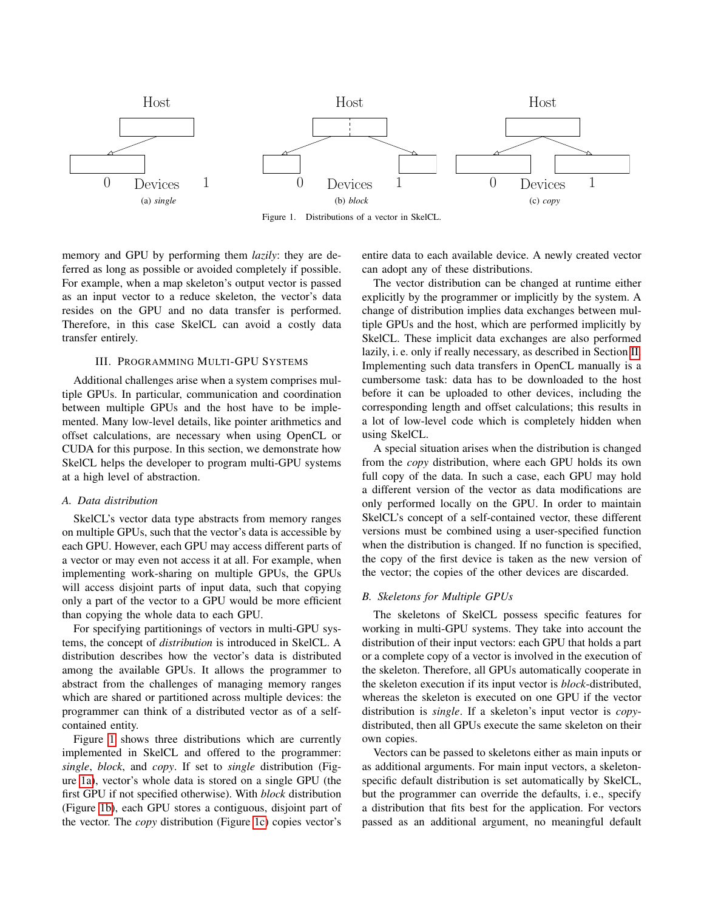Host

0 Devices 1

(a) *single*

Host

0 Devices 1

(b) *block*

Host

0 Devices 1

(c) *copy*

Figure 1. Distributions of a vector in SkelCL.

memory and GPU by performing them *lazily*: they are deferred as long as possible or avoided completely if possible. For example, when a map skeleton's output vector is passed as an input vector to a reduce skeleton, the vector's data resides on the GPU and no data transfer is performed. Therefore, in this case SkelCL can avoid a costly data transfer entirely.

## III. Programming Multi-GPU Systems

Additional challenges arise when a system comprises multiple GPUs. In particular, communication and coordination between multiple GPUs and the host have to be implemented. Many low-level details, like pointer arithmetics and offset calculations, are necessary when using OpenCL or CUDA for this purpose. In this section, we demonstrate how SkelCL helps the developer to program multi-GPU systems at a high level of abstraction.

### A. Data distribution

SkelCL's vector data type abstracts from memory ranges on multiple GPUs, such that the vector's data is accessible by each GPU. However, each GPU may access different parts of a vector or may even not access it at all. For example, when implementing work-sharing on multiple GPUs, the GPUs will access disjoint parts of input data, such that copying only a part of the vector to a GPU would be more efficient than copying the whole data to each GPU.

For specifying partitionings of vectors in multi-GPU systems, the concept of *distribution* is introduced in SkelCL. A distribution describes how the vector's data is distributed among the available GPUs. It allows the programmer to abstract from the challenges of managing memory ranges which are shared or partitioned across multiple devices: the programmer can think of a distributed vector as of a self-contained entity.

Figure 1 shows three distributions which are currently implemented in SkelCL and offered to the programmer: *single*, *block*, and *copy*. If set to *single* distribution (Figure 1a), vector's whole data is stored on a single GPU (the first GPU if not specified otherwise). With *block* distribution (Figure 1b), each GPU stores a contiguous, disjoint part of the vector. The *copy* distribution (Figure 1c) copies vector's entire data to each available device. A newly created vector can adopt any of these distributions.

The vector distribution can be changed at runtime either explicitly by the programmer or implicitly by the system. A change of distribution implies data exchanges between multiple GPUs and the host, which are performed implicitly by SkelCL. These implicit data exchanges are also performed lazily, i. e. only if really necessary, as described in Section II. Implementing such data transfers in OpenCL manually is a cumbersome task: data has to be downloaded to the host before it can be uploaded to other devices, including the corresponding length and offset calculations; this results in a lot of low-level code which is completely hidden when using SkelCL.

A special situation arises when the distribution is changed from the *copy* distribution, where each GPU holds its own full copy of the data. In such a case, each GPU may hold a different version of the vector as data modifications are only performed locally on the GPU. In order to maintain SkelCL's concept of a self-contained vector, these different versions must be combined using a user-specified function when the distribution is changed. If no function is specified, the copy of the first device is taken as the new version of the vector; the copies of the other devices are discarded.

### B. Skeletons for Multiple GPUs

The skeletons of SkelCL possess specific features for working in multi-GPU systems. They take into account the distribution of their input vectors: each GPU that holds a part or a complete copy of a vector is involved in the execution of the skeleton. Therefore, all GPUs automatically cooperate in the skeleton execution if its input vector is *block*-distributed, whereas the skeleton is executed on one GPU if the vector distribution is *single*. If a skeleton's input vector is *copy*-distributed, then all GPUs execute the same skeleton on their own copies.

Vectors can be passed to skeletons either as main inputs or as additional arguments. For main input vectors, a skeleton-specific default distribution is set automatically by SkelCL, but the programmer can override the defaults, i. e., specify a distribution that fits best for the application. For vectors passed as an additional argument, no meaningful default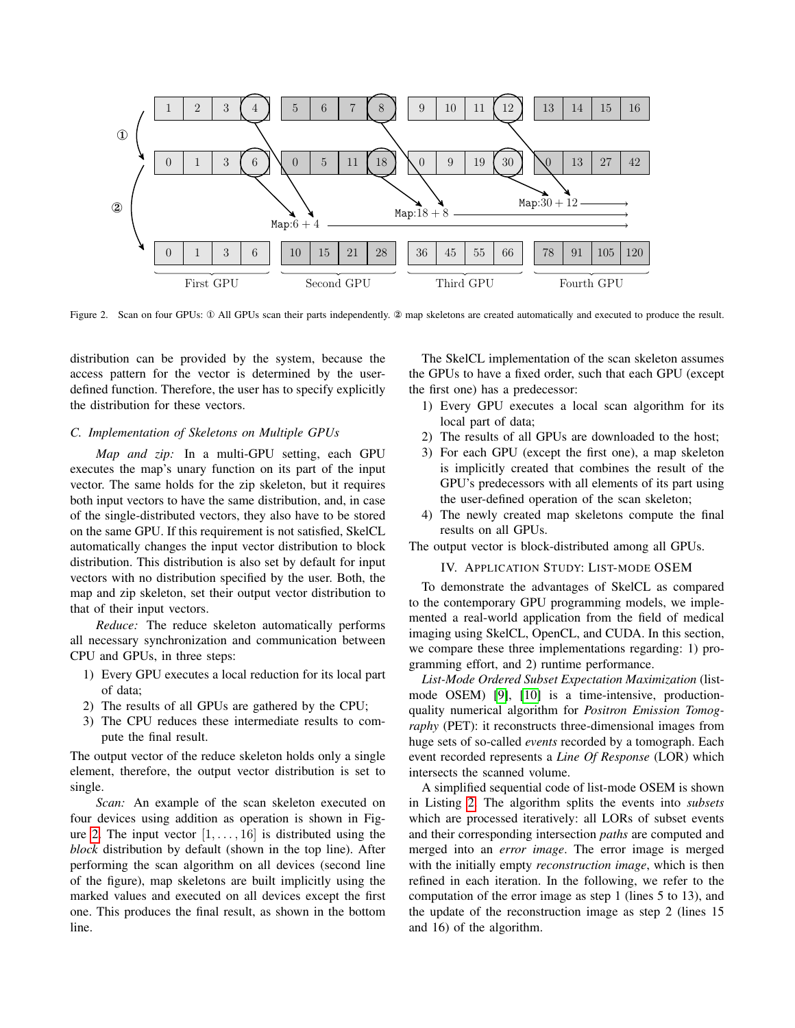Figure 2. Scan on four GPUs: ① All GPUs scan their parts independently. ② map skeletons are created automatically and executed to produce the result.

distribution can be provided by the system, because the access pattern for the vector is determined by the user-defined function. Therefore, the user has to specify explicitly the distribution for these vectors.

### C. Implementation of Skeletons on Multiple GPUs

*Map and zip:* In a multi-GPU setting, each GPU executes the map's unary function on its part of the input vector. The same holds for the zip skeleton, but it requires both input vectors to have the same distribution, and, in case of the single-distributed vectors, they also have to be stored on the same GPU. If this requirement is not satisfied, SkelCL automatically changes the input vector distribution to block distribution. This distribution is also set by default for input vectors with no distribution specified by the user. Both, the map and zip skeleton, set their output vector distribution to that of their input vectors.

*Reduce:* The reduce skeleton automatically performs all necessary synchronization and communication between CPU and GPUs, in three steps:

1) Every GPU executes a local reduction for its local part of data;
2) The results of all GPUs are gathered by the CPU;
3) The CPU reduces these intermediate results to compute the final result.

The output vector of the reduce skeleton holds only a single element, therefore, the output vector distribution is set to single.

*Scan:* An example of the scan skeleton executed on four devices using addition as operation is shown in Figure 2. The input vector $[1, \ldots, 16]$ is distributed using the *block* distribution by default (shown in the top line). After performing the scan algorithm on all devices (second line of the figure), map skeletons are built implicitly using the marked values and executed on all devices except the first one. This produces the final result, as shown in the bottom line.

The SkelCL implementation of the scan skeleton assumes the GPUs to have a fixed order, such that each GPU (except the first one) has a predecessor:

1) Every GPU executes a local scan algorithm for its local part of data;
2) The results of all GPUs are downloaded to the host;
3) For each GPU (except the first one), a map skeleton is implicitly created that combines the result of the GPU's predecessors with all elements of its part using the user-defined operation of the scan skeleton;
4) The newly created map skeletons compute the final results on all GPUs.

The output vector is block-distributed among all GPUs.

## IV. Application Study: List-mode OSEM

To demonstrate the advantages of SkelCL as compared to the contemporary GPU programming models, we implemented a real-world application from the field of medical imaging using SkelCL, OpenCL, and CUDA. In this section, we compare these three implementations regarding: 1) programming effort, and 2) runtime performance.

*List-Mode Ordered Subset Expectation Maximization* (list-mode OSEM) [9], [10] is a time-intensive, production-quality numerical algorithm for *Positron Emission Tomography* (PET): it reconstructs three-dimensional images from huge sets of so-called *events* recorded by a tomograph. Each event recorded represents a *Line Of Response* (LOR) which intersects the scanned volume.

A simplified sequential code of list-mode OSEM is shown in Listing 2. The algorithm splits the events into *subsets* which are processed iteratively: all LORs of subset events and their corresponding intersection *paths* are computed and merged into an *error image*. The error image is merged with the initially empty *reconstruction image*, which is then refined in each iteration. In the following, we refer to the computation of the error image as step 1 (lines 5 to 13), and the update of the reconstruction image as step 2 (lines 15 and 16) of the algorithm.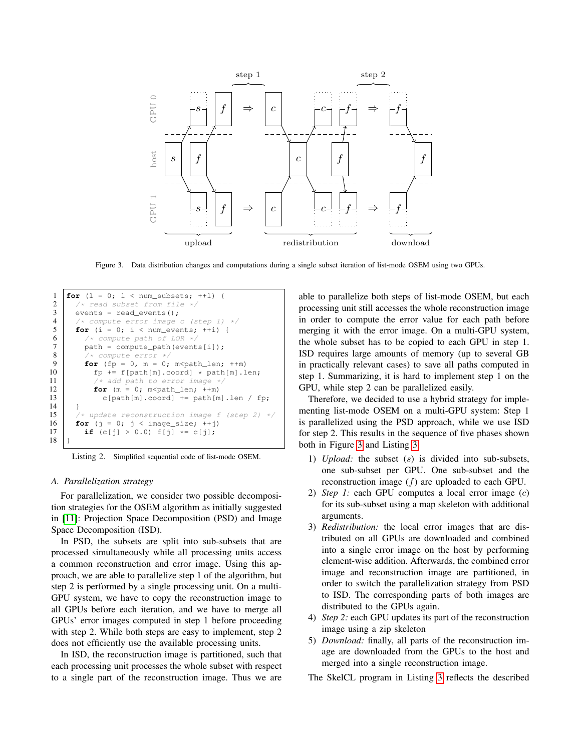Figure 3. Data distribution changes and computations during a single subset iteration of list-mode OSEM using two GPUs.

```
1  for (l = 0; l < num_subsets; ++l) {
2    /* read subset from file */
3    events = read_events();
4    /* compute error image c (step 1) */
5    for (i = 0; i < num_events; ++i) {
6      /* compute path of LOR */
7      path = compute_path(events[i]);
8      /* compute error */
9      for (fp = 0, m = 0; m<path_len; ++m)
10       fp += f[path[m].coord] * path[m].len;
11     /* add path to error image */
12     for (m = 0; m<path_len; ++m)
13       c[path[m].coord] += path[m].len / fp;
14   }
15   /* update reconstruction image f (step 2) */
16   for (j = 0; j < image_size; ++j)
17     if (c[j] > 0.0) f[j] *= c[j];
18 }
```

Listing 2. Simplified sequential code of list-mode OSEM.

### A. Parallelization strategy

For parallelization, we consider two possible decomposition strategies for the OSEM algorithm as initially suggested in [11]: Projection Space Decomposition (PSD) and Image Space Decomposition (ISD).

In PSD, the subsets are split into sub-subsets that are processed simultaneously while all processing units access a common reconstruction and error image. Using this approach, we are able to parallelize step 1 of the algorithm, but step 2 is performed by a single processing unit. On a multi-GPU system, we have to copy the reconstruction image to all GPUs before each iteration, and we have to merge all GPUs' error images computed in step 1 before proceeding with step 2. While both steps are easy to implement, step 2 does not efficiently use the available processing units.

In ISD, the reconstruction image is partitioned, such that each processing unit processes the whole subset with respect to a single part of the reconstruction image. Thus we are able to parallelize both steps of list-mode OSEM, but each processing unit still accesses the whole reconstruction image in order to compute the error value for each path before merging it with the error image. On a multi-GPU system, the whole subset has to be copied to each GPU in step 1. ISD requires large amounts of memory (up to several GB in practically relevant cases) to save all paths computed in step 1. Summarizing, it is hard to implement step 1 on the GPU, while step 2 can be parallelized easily.

Therefore, we decided to use a hybrid strategy for implementing list-mode OSEM on a multi-GPU system: Step 1 is parallelized using the PSD approach, while we use ISD for step 2. This results in the sequence of five phases shown both in Figure 3 and Listing 3:

1) *Upload:* the subset ($s$) is divided into sub-subsets, one sub-subset per GPU. One sub-subset and the reconstruction image ($f$) are uploaded to each GPU.
2) *Step 1:* each GPU computes a local error image ($c$) for its sub-subset using a map skeleton with additional arguments.
3) *Redistribution:* the local error images that are distributed on all GPUs are downloaded and combined into a single error image on the host by performing element-wise addition. Afterwards, the combined error image and reconstruction image are partitioned, in order to switch the parallelization strategy from PSD to ISD. The corresponding parts of both images are distributed to the GPUs again.
4) *Step 2:* each GPU updates its part of the reconstruction image using a zip skeleton
5) *Download:* finally, all parts of the reconstruction image are downloaded from the GPUs to the host and merged into a single reconstruction image.

The SkelCL program in Listing 3 reflects the described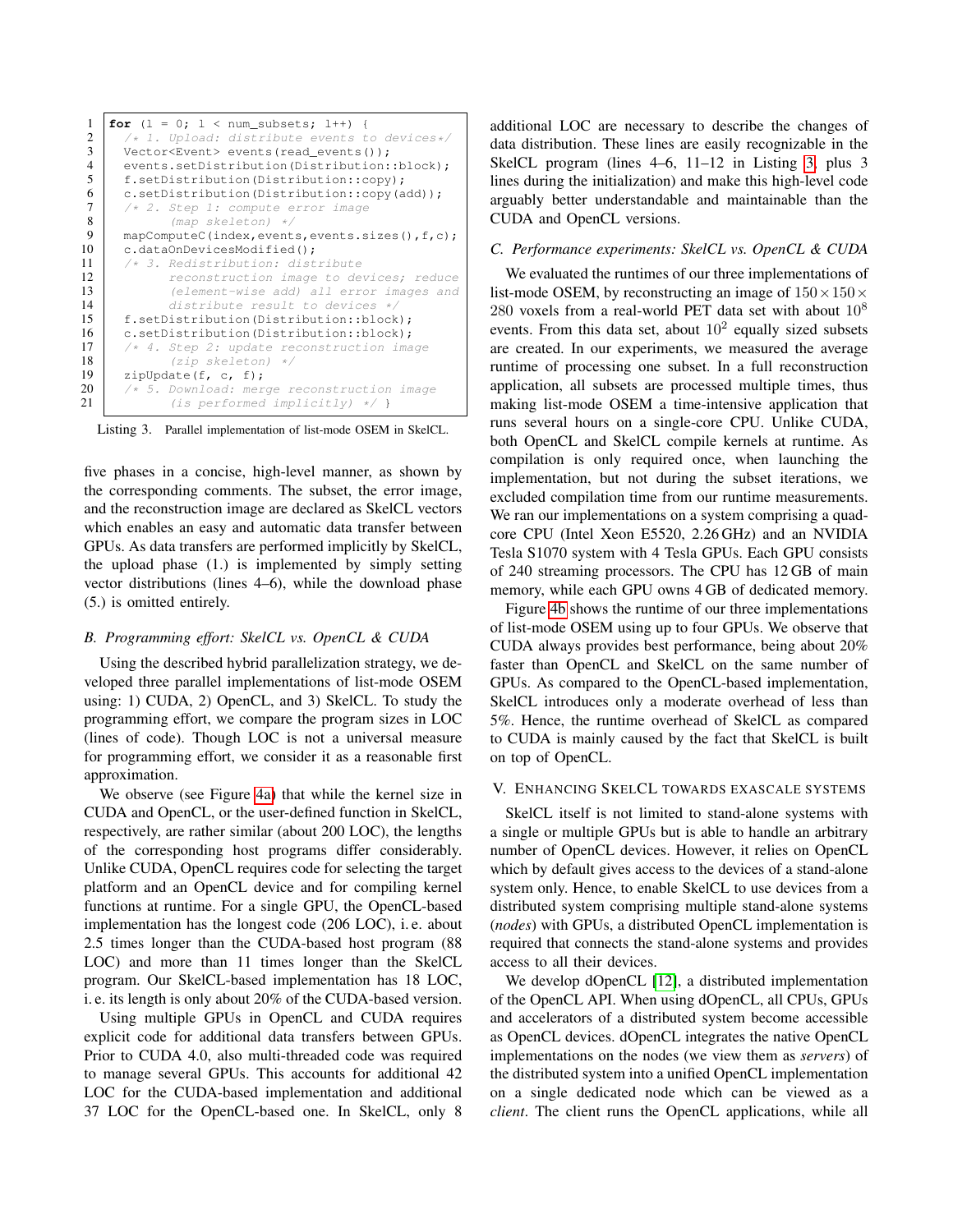```
for (l = 0; l < num_subsets; l++) {
  /* 1. Upload: distribute events to devices*/
  Vector<Event> events(read_events());
  events.setDistribution(Distribution::block);
  f.setDistribution(Distribution::copy);
  c.setDistribution(Distribution::copy(add));
  /* 2. Step 1: compute error image
        (map skeleton) */
  mapComputeC(index,events,events.sizes(),f,c);
  c.dataOnDevicesModified();
  /* 3. Redistribution: distribute
        reconstruction image to devices; reduce
        (element-wise add) all error images and
        distribute result to devices */
  f.setDistribution(Distribution::block);
  c.setDistribution(Distribution::block);
  /* 4. Step 2: update reconstruction image
        (zip skeleton) */
  zipUpdate(f, c, f);
  /* 5. Download: merge reconstruction image
        (is performed implicitly) */ }
```

Listing 3. Parallel implementation of list-mode OSEM in SkelCL.

five phases in a concise, high-level manner, as shown by the corresponding comments. The subset, the error image, and the reconstruction image are declared as SkelCL vectors which enables an easy and automatic data transfer between GPUs. As data transfers are performed implicitly by SkelCL, the upload phase (1.) is implemented by simply setting vector distributions (lines 4–6), while the download phase (5.) is omitted entirely.

### B. Programming effort: SkelCL vs. OpenCL & CUDA

Using the described hybrid parallelization strategy, we developed three parallel implementations of list-mode OSEM using: 1) CUDA, 2) OpenCL, and 3) SkelCL. To study the programming effort, we compare the program sizes in LOC (lines of code). Though LOC is not a universal measure for programming effort, we consider it as a reasonable first approximation.

We observe (see Figure 4a) that while the kernel size in CUDA and OpenCL, or the user-defined function in SkelCL, respectively, are rather similar (about 200 LOC), the lengths of the corresponding host programs differ considerably. Unlike CUDA, OpenCL requires code for selecting the target platform and an OpenCL device and for compiling kernel functions at runtime. For a single GPU, the OpenCL-based implementation has the longest code (206 LOC), i. e. about 2.5 times longer than the CUDA-based host program (88 LOC) and more than 11 times longer than the SkelCL program. Our SkelCL-based implementation has 18 LOC, i. e. its length is only about 20% of the CUDA-based version.

Using multiple GPUs in OpenCL and CUDA requires explicit code for additional data transfers between GPUs. Prior to CUDA 4.0, also multi-threaded code was required to manage several GPUs. This accounts for additional 42 LOC for the CUDA-based implementation and additional 37 LOC for the OpenCL-based one. In SkelCL, only 8 additional LOC are necessary to describe the changes of data distribution. These lines are easily recognizable in the SkelCL program (lines 4–6, 11–12 in Listing 3, plus 3 lines during the initialization) and make this high-level code arguably better understandable and maintainable than the CUDA and OpenCL versions.

### C. Performance experiments: SkelCL vs. OpenCL & CUDA

We evaluated the runtimes of our three implementations of list-mode OSEM, by reconstructing an image of $150 \times 150 \times 280$ voxels from a real-world PET data set with about $10^8$ events. From this data set, about $10^2$ equally sized subsets are created. In our experiments, we measured the average runtime of processing one subset. In a full reconstruction application, all subsets are processed multiple times, thus making list-mode OSEM a time-intensive application that runs several hours on a single-core CPU. Unlike CUDA, both OpenCL and SkelCL compile kernels at runtime. As compilation is only required once, when launching the implementation, but not during the subset iterations, we excluded compilation time from our runtime measurements. We ran our implementations on a system comprising a quad-core CPU (Intel Xeon E5520, 2.26 GHz) and an NVIDIA Tesla S1070 system with 4 Tesla GPUs. Each GPU consists of 240 streaming processors. The CPU has 12 GB of main memory, while each GPU owns 4 GB of dedicated memory.

Figure 4b shows the runtime of our three implementations of list-mode OSEM using up to four GPUs. We observe that CUDA always provides best performance, being about 20% faster than OpenCL and SkelCL on the same number of GPUs. As compared to the OpenCL-based implementation, SkelCL introduces only a moderate overhead of less than 5%. Hence, the runtime overhead of SkelCL as compared to CUDA is mainly caused by the fact that SkelCL is built on top of OpenCL.

## V. Enhancing SkelCL towards exascale systems

SkelCL itself is not limited to stand-alone systems with a single or multiple GPUs but is able to handle an arbitrary number of OpenCL devices. However, it relies on OpenCL which by default gives access to the devices of a stand-alone system only. Hence, to enable SkelCL to use devices from a distributed system comprising multiple stand-alone systems (*nodes*) with GPUs, a distributed OpenCL implementation is required that connects the stand-alone systems and provides access to all their devices.

We develop dOpenCL [12], a distributed implementation of the OpenCL API. When using dOpenCL, all CPUs, GPUs and accelerators of a distributed system become accessible as OpenCL devices. dOpenCL integrates the native OpenCL implementations on the nodes (we view them as *servers*) of the distributed system into a unified OpenCL implementation on a single dedicated node which can be viewed as a *client*. The client runs the OpenCL applications, while all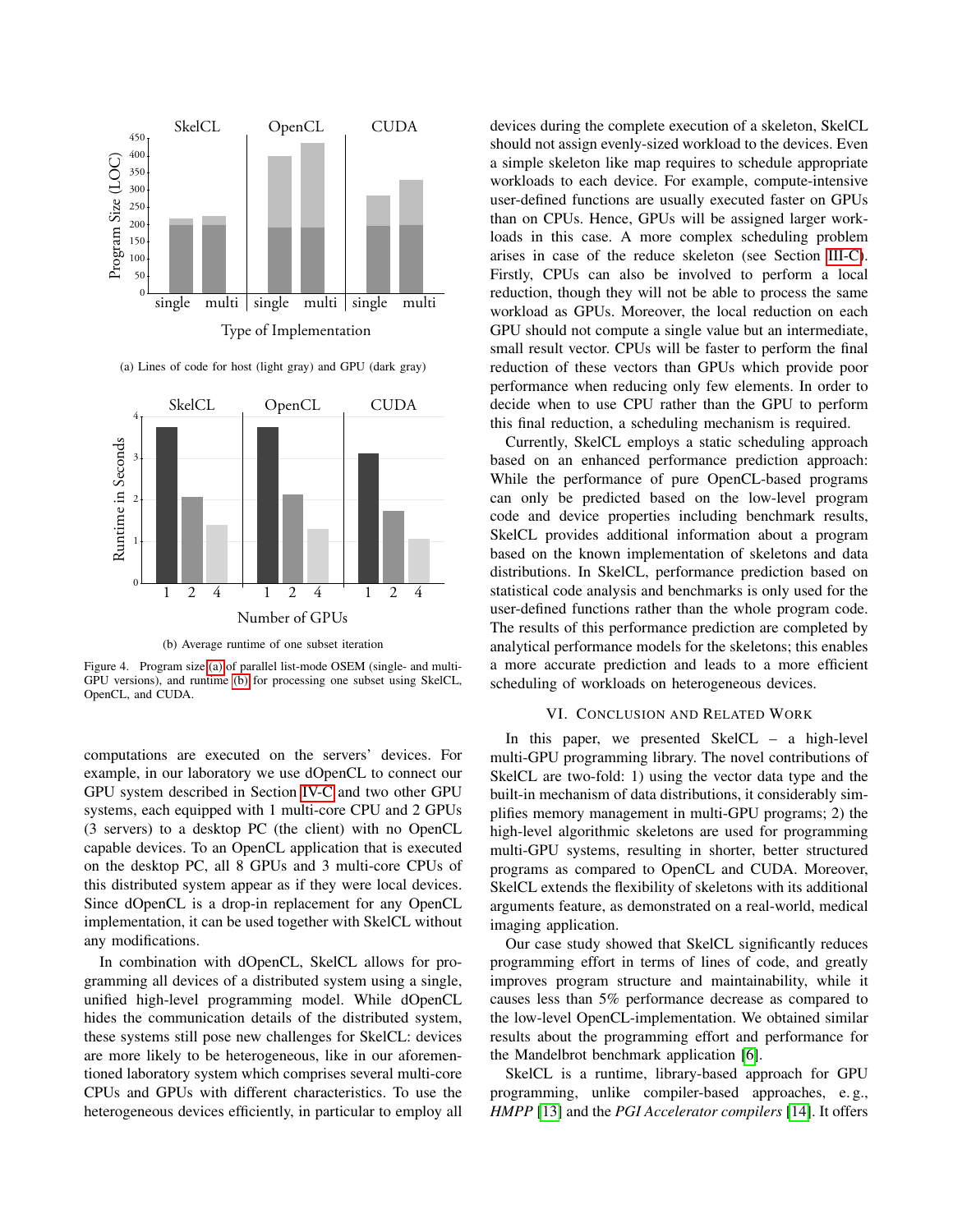(a) Lines of code for host (light gray) and GPU (dark gray)

(b) Average runtime of one subset iteration

Figure 4. Program size (a) of parallel list-mode OSEM (single- and multi-GPU versions), and runtime (b) for processing one subset using SkelCL, OpenCL, and CUDA.

computations are executed on the servers' devices. For example, in our laboratory we use dOpenCL to connect our GPU system described in Section IV-C and two other GPU systems, each equipped with 1 multi-core CPU and 2 GPUs (3 servers) to a desktop PC (the client) with no OpenCL capable devices. To an OpenCL application that is executed on the desktop PC, all 8 GPUs and 3 multi-core CPUs of this distributed system appear as if they were local devices. Since dOpenCL is a drop-in replacement for any OpenCL implementation, it can be used together with SkelCL without any modifications.

In combination with dOpenCL, SkelCL allows for programming all devices of a distributed system using a single, unified high-level programming model. While dOpenCL hides the communication details of the distributed system, these systems still pose new challenges for SkelCL: devices are more likely to be heterogeneous, like in our aforementioned laboratory system which comprises several multi-core CPUs and GPUs with different characteristics. To use the heterogeneous devices efficiently, in particular to employ all devices during the complete execution of a skeleton, SkelCL should not assign evenly-sized workload to the devices. Even a simple skeleton like map requires to schedule appropriate workloads to each device. For example, compute-intensive user-defined functions are usually executed faster on GPUs than on CPUs. Hence, GPUs will be assigned larger workloads in this case. A more complex scheduling problem arises in case of the reduce skeleton (see Section III-C). Firstly, CPUs can also be involved to perform a local reduction, though they will not be able to process the same workload as GPUs. Moreover, the local reduction on each GPU should not compute a single value but an intermediate, small result vector. CPUs will be faster to perform the final reduction of these vectors than GPUs which provide poor performance when reducing only few elements. In order to decide when to use CPU rather than the GPU to perform this final reduction, a scheduling mechanism is required.

Currently, SkelCL employs a static scheduling approach based on an enhanced performance prediction approach: While the performance of pure OpenCL-based programs can only be predicted based on the low-level program code and device properties including benchmark results, SkelCL provides additional information about a program based on the known implementation of skeletons and data distributions. In SkelCL, performance prediction based on statistical code analysis and benchmarks is only used for the user-defined functions rather than the whole program code. The results of this performance prediction are completed by analytical performance models for the skeletons; this enables a more accurate prediction and leads to a more efficient scheduling of workloads on heterogeneous devices.

## VI. Conclusion and Related Work

In this paper, we presented SkelCL – a high-level multi-GPU programming library. The novel contributions of SkelCL are two-fold: 1) using the vector data type and the built-in mechanism of data distributions, it considerably simplifies memory management in multi-GPU programs; 2) the high-level algorithmic skeletons are used for programming multi-GPU systems, resulting in shorter, better structured programs as compared to OpenCL and CUDA. Moreover, SkelCL extends the flexibility of skeletons with its additional arguments feature, as demonstrated on a real-world, medical imaging application.

Our case study showed that SkelCL significantly reduces programming effort in terms of lines of code, and greatly improves program structure and maintainability, while it causes less than 5% performance decrease as compared to the low-level OpenCL-implementation. We obtained similar results about the programming effort and performance for the Mandelbrot benchmark application [6].

SkelCL is a runtime, library-based approach for GPU programming, unlike compiler-based approaches, e. g., *HMPP* [13] and the *PGI Accelerator compilers* [14]. It offers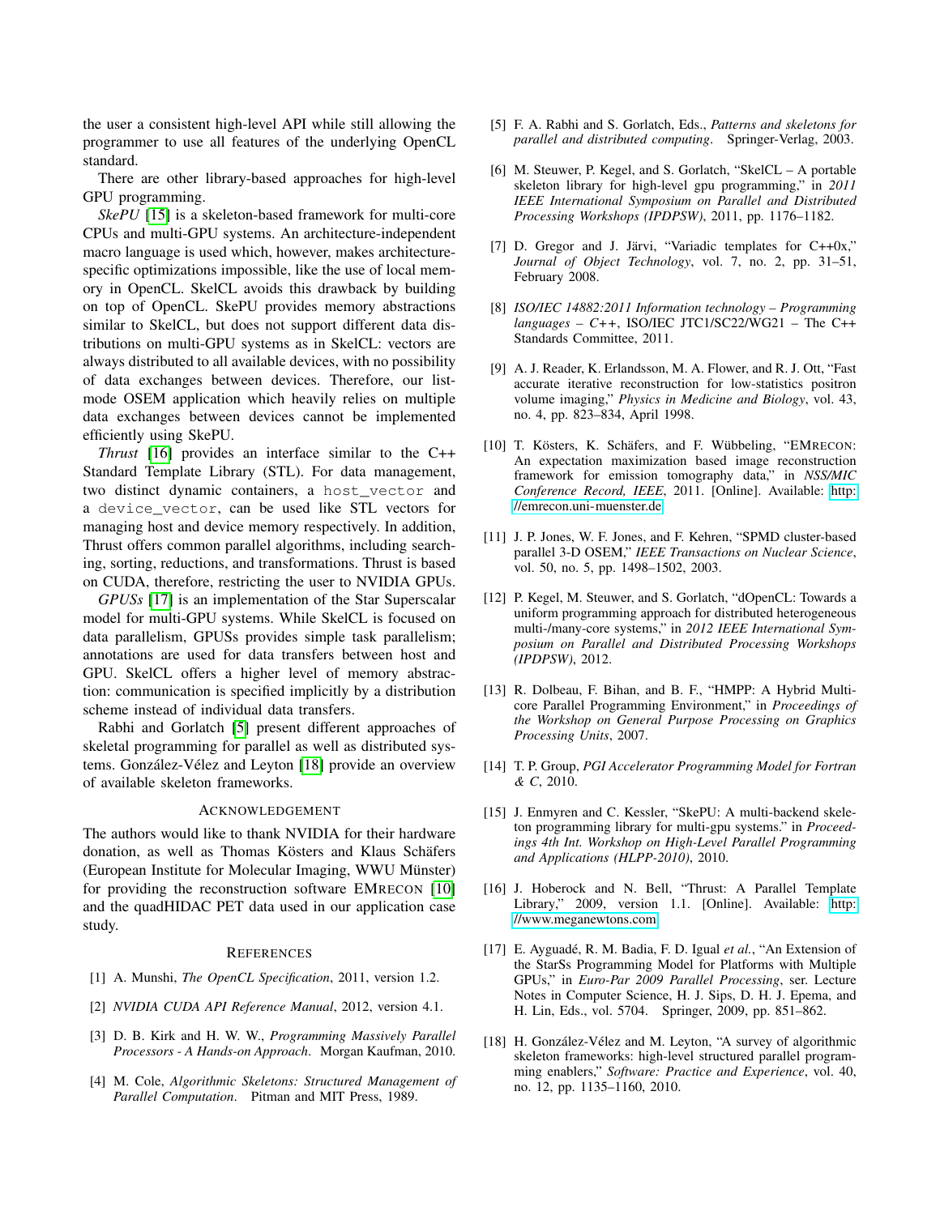the user a consistent high-level API while still allowing the programmer to use all features of the underlying OpenCL standard.

There are other library-based approaches for high-level GPU programming.

*SkePU* [15] is a skeleton-based framework for multi-core CPUs and multi-GPU systems. An architecture-independent macro language is used which, however, makes architecture-specific optimizations impossible, like the use of local memory in OpenCL. SkelCL avoids this drawback by building on top of OpenCL. SkePU provides memory abstractions similar to SkelCL, but does not support different data distributions on multi-GPU systems as in SkelCL: vectors are always distributed to all available devices, with no possibility of data exchanges between devices. Therefore, our list-mode OSEM application which heavily relies on multiple data exchanges between devices cannot be implemented efficiently using SkePU.

*Thrust* [16] provides an interface similar to the C++ Standard Template Library (STL). For data management, two distinct dynamic containers, a `host_vector` and a `device_vector`, can be used like STL vectors for managing host and device memory respectively. In addition, Thrust offers common parallel algorithms, including searching, sorting, reductions, and transformations. Thrust is based on CUDA, therefore, restricting the user to NVIDIA GPUs.

*GPUSs* [17] is an implementation of the Star Superscalar model for multi-GPU systems. While SkelCL is focused on data parallelism, GPUSs provides simple task parallelism; annotations are used for data transfers between host and GPU. SkelCL offers a higher level of memory abstraction: communication is specified implicitly by a distribution scheme instead of individual data transfers.

Rabhi and Gorlatch [5] present different approaches of skeletal programming for parallel as well as distributed systems. González-Vélez and Leyton [18] provide an overview of available skeleton frameworks.

## Acknowledgement

The authors would like to thank NVIDIA for their hardware donation, as well as Thomas Kösters and Klaus Schäfers (European Institute for Molecular Imaging, WWU Münster) for providing the reconstruction software EMRECON [10] and the quadHIDAC PET data used in our application case study.

## References

[1] A. Munshi, *The OpenCL Specification*, 2011, version 1.2.

[2] *NVIDIA CUDA API Reference Manual*, 2012, version 4.1.

[3] D. B. Kirk and H. W. W., *Programming Massively Parallel Processors - A Hands-on Approach*. Morgan Kaufman, 2010.

[4] M. Cole, *Algorithmic Skeletons: Structured Management of Parallel Computation*. Pitman and MIT Press, 1989.

[5] F. A. Rabhi and S. Gorlatch, Eds., *Patterns and skeletons for parallel and distributed computing*. Springer-Verlag, 2003.

[6] M. Steuwer, P. Kegel, and S. Gorlatch, "SkelCL – A portable skeleton library for high-level gpu programming," in *2011 IEEE International Symposium on Parallel and Distributed Processing Workshops (IPDPSW)*, 2011, pp. 1176–1182.

[7] D. Gregor and J. Järvi, "Variadic templates for C++0x," *Journal of Object Technology*, vol. 7, no. 2, pp. 31–51, February 2008.

[8] *ISO/IEC 14882:2011 Information technology – Programming languages – C++*, ISO/IEC JTC1/SC22/WG21 – The C++ Standards Committee, 2011.

[9] A. J. Reader, K. Erlandsson, M. A. Flower, and R. J. Ott, "Fast accurate iterative reconstruction for low-statistics positron volume imaging," *Physics in Medicine and Biology*, vol. 43, no. 4, pp. 823–834, April 1998.

[10] T. Kösters, K. Schäfers, and F. Wübbeling, "EMRECON: An expectation maximization based image reconstruction framework for emission tomography data," in *NSS/MIC Conference Record, IEEE*, 2011. [Online]. Available: http://emrecon.uni-muenster.de

[11] J. P. Jones, W. F. Jones, and F. Kehren, "SPMD cluster-based parallel 3-D OSEM," *IEEE Transactions on Nuclear Science*, vol. 50, no. 5, pp. 1498–1502, 2003.

[12] P. Kegel, M. Steuwer, and S. Gorlatch, "dOpenCL: Towards a uniform programming approach for distributed heterogeneous multi-/many-core systems," in *2012 IEEE International Symposium on Parallel and Distributed Processing Workshops (IPDPSW)*, 2012.

[13] R. Dolbeau, F. Bihan, and B. F., "HMPP: A Hybrid Multi-core Parallel Programming Environment," in *Proceedings of the Workshop on General Purpose Processing on Graphics Processing Units*, 2007.

[14] T. P. Group, *PGI Accelerator Programming Model for Fortran & C*, 2010.

[15] J. Enmyren and C. Kessler, "SkePU: A multi-backend skeleton programming library for multi-gpu systems." in *Proceedings 4th Int. Workshop on High-Level Parallel Programming and Applications (HLPP-2010)*, 2010.

[16] J. Hoberock and N. Bell, "Thrust: A Parallel Template Library," 2009, version 1.1. [Online]. Available: http://www.meganewtons.com

[17] E. Ayguadé, R. M. Badia, F. D. Igual *et al.*, "An Extension of the StarSs Programming Model for Platforms with Multiple GPUs," in *Euro-Par 2009 Parallel Processing*, ser. Lecture Notes in Computer Science, H. J. Sips, D. H. J. Epema, and H. Lin, Eds., vol. 5704. Springer, 2009, pp. 851–862.

[18] H. González-Vélez and M. Leyton, "A survey of algorithmic skeleton frameworks: high-level structured parallel programming enablers," *Software: Practice and Experience*, vol. 40, no. 12, pp. 1135–1160, 2010.